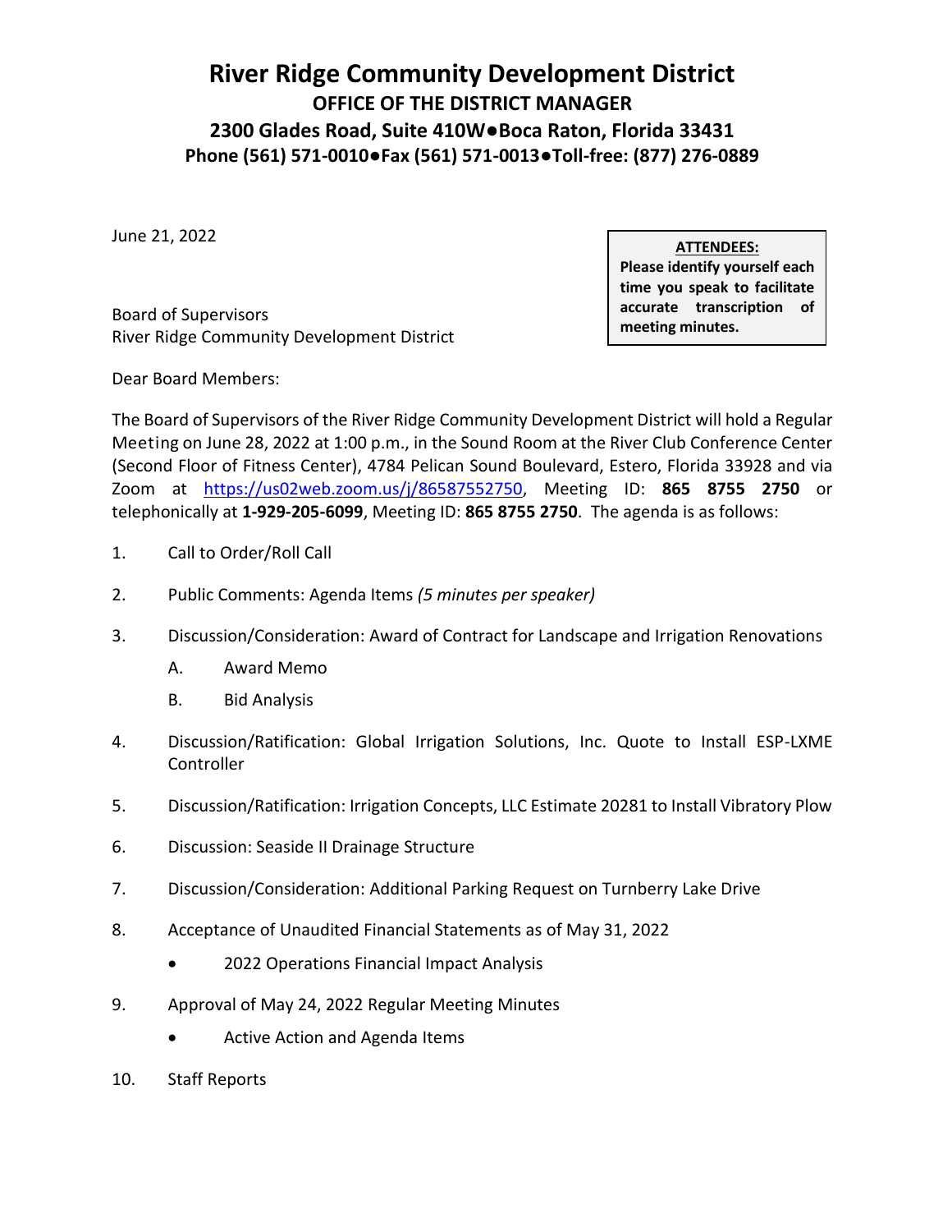# River Ridge Community Development District

**OFFICE OF THE DISTRICT MANAGER**

**2300 Glades Road, Suite 410W●Boca Raton, Florida 33431**

**Phone (561) 571-0010●Fax (561) 571-0013●Toll-free: (877) 276-0889**

June 21, 2022

**ATTENDEES:**
**Please identify yourself each time you speak to facilitate accurate transcription of meeting minutes.**

Board of Supervisors
River Ridge Community Development District

Dear Board Members:

The Board of Supervisors of the River Ridge Community Development District will hold a Regular Meeting on June 28, 2022 at 1:00 p.m., in the Sound Room at the River Club Conference Center (Second Floor of Fitness Center), 4784 Pelican Sound Boulevard, Estero, Florida 33928 and via Zoom at https://us02web.zoom.us/j/86587552750, Meeting ID: **865 8755 2750** or telephonically at **1-929-205-6099**, Meeting ID: **865 8755 2750**. The agenda is as follows:

1. Call to Order/Roll Call
2. Public Comments: Agenda Items *(5 minutes per speaker)*
3. Discussion/Consideration: Award of Contract for Landscape and Irrigation Renovations
   - A. Award Memo
   - B. Bid Analysis
4. Discussion/Ratification: Global Irrigation Solutions, Inc. Quote to Install ESP-LXME Controller
5. Discussion/Ratification: Irrigation Concepts, LLC Estimate 20281 to Install Vibratory Plow
6. Discussion: Seaside II Drainage Structure
7. Discussion/Consideration: Additional Parking Request on Turnberry Lake Drive
8. Acceptance of Unaudited Financial Statements as of May 31, 2022
   - 2022 Operations Financial Impact Analysis
9. Approval of May 24, 2022 Regular Meeting Minutes
   - Active Action and Agenda Items
10. Staff Reports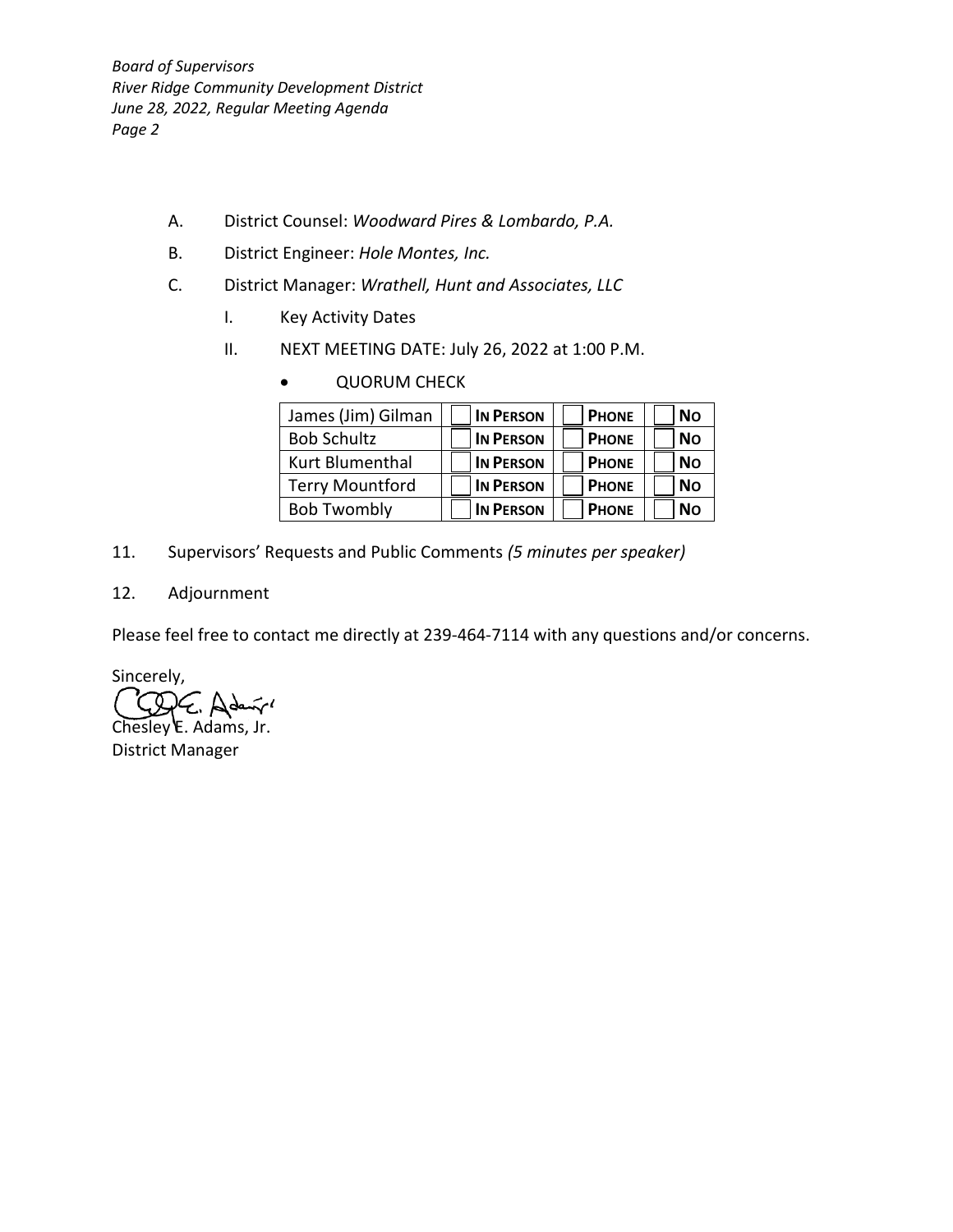A. District Counsel: *Woodward Pires & Lombardo, P.A.*

B. District Engineer: *Hole Montes, Inc.*

C. District Manager: *Wrathell, Hunt and Associates, LLC*

   I. Key Activity Dates

   II. NEXT MEETING DATE: July 26, 2022 at 1:00 P.M.

   - QUORUM CHECK

| | | | |
|---|---|---|---|
| James (Jim) Gilman | ☐ **IN PERSON** | ☐ **PHONE** | ☐ **NO** |
| Bob Schultz | ☐ **IN PERSON** | ☐ **PHONE** | ☐ **NO** |
| Kurt Blumenthal | ☐ **IN PERSON** | ☐ **PHONE** | ☐ **NO** |
| Terry Mountford | ☐ **IN PERSON** | ☐ **PHONE** | ☐ **NO** |
| Bob Twombly | ☐ **IN PERSON** | ☐ **PHONE** | ☐ **NO** |

11. Supervisors' Requests and Public Comments *(5 minutes per speaker)*

12. Adjournment

Please feel free to contact me directly at 239-464-7114 with any questions and/or concerns.

Sincerely,

Chesley E. Adams, Jr.
District Manager